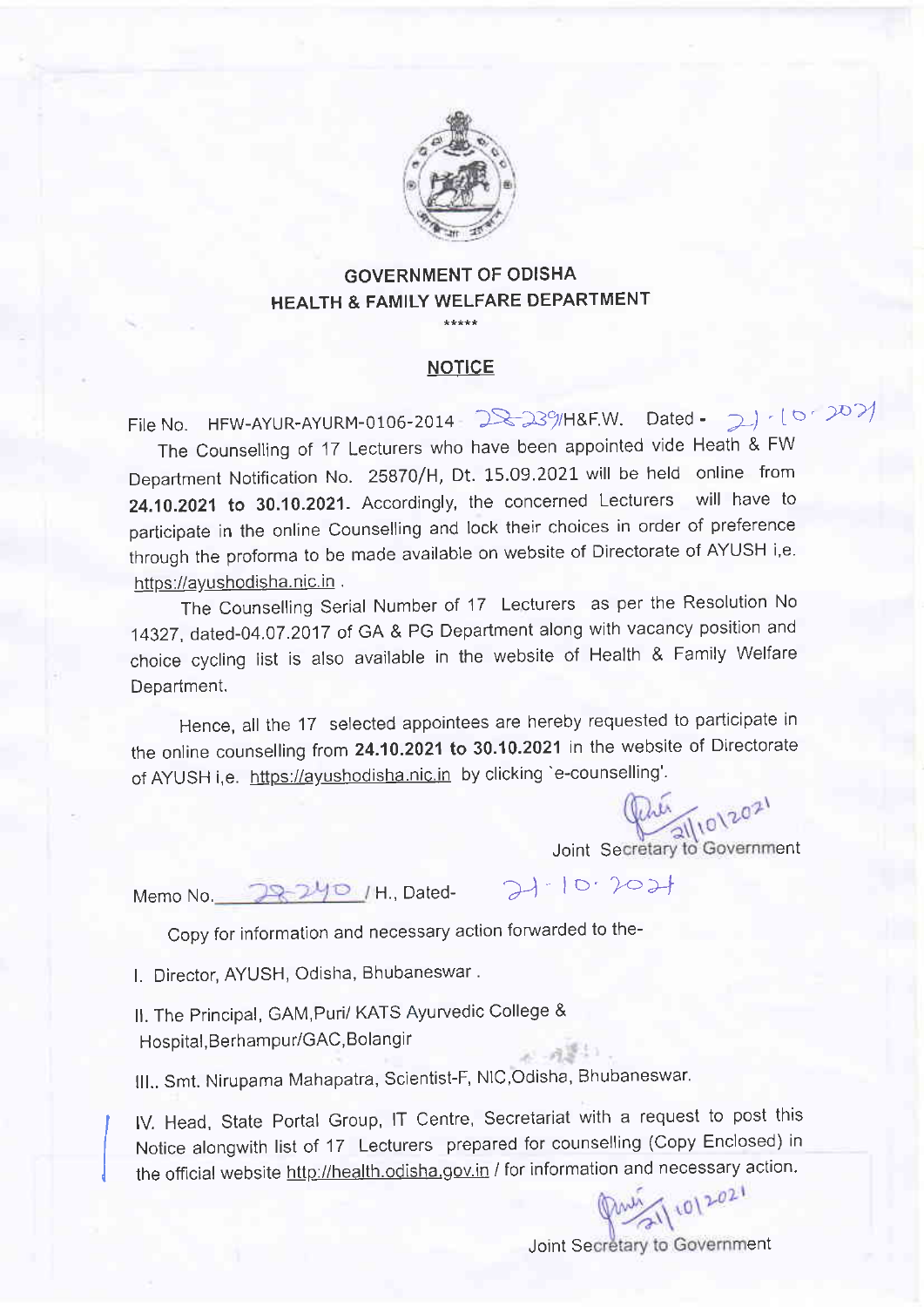## GOVERNMENT OF ODISHA
## HEALTH & FAMILY WELFARE DEPARTMENT

\*\*\*\*\*

### NOTICE

File No. HFW-AYUR-AYURM-0106-2014 28239/H&F.W. Dated - 21.10.2021

The Counselling of 17 Lecturers who have been appointed vide Heath & FW Department Notification No. 25870/H, Dt. 15.09.2021 will be held online from **24.10.2021 to 30.10.2021**. Accordingly, the concerned Lecturers will have to participate in the online Counselling and lock their choices in order of preference through the proforma to be made available on website of Directorate of AYUSH i,e. https://ayushodisha.nic.in .

The Counselling Serial Number of 17 Lecturers as per the Resolution No 14327, dated-04.07.2017 of GA & PG Department along with vacancy position and choice cycling list is also available in the website of Health & Family Welfare Department.

Hence, all the 17 selected appointees are hereby requested to participate in the online counselling from **24.10.2021 to 30.10.2021** in the website of Directorate of AYUSH i,e. https://ayushodisha.nic.in by clicking `e-counselling'.

21/10/2021

Joint Secretary to Government

Memo No. 28240 / H., Dated- 21.10.2021

Copy for information and necessary action forwarded to the-

I. Director, AYUSH, Odisha, Bhubaneswar .

II. The Principal, GAM,Puri/ KATS Ayurvedic College & Hospital,Berhampur/GAC,Bolangir

III.. Smt. Nirupama Mahapatra, Scientist-F, NIC,Odisha, Bhubaneswar.

IV. Head, State Portal Group, IT Centre, Secretariat with a request to post this Notice alongwith list of 17 Lecturers prepared for counselling (Copy Enclosed) in the official website http://health.odisha.gov.in / for information and necessary action.

21/10/2021

Joint Secretary to Government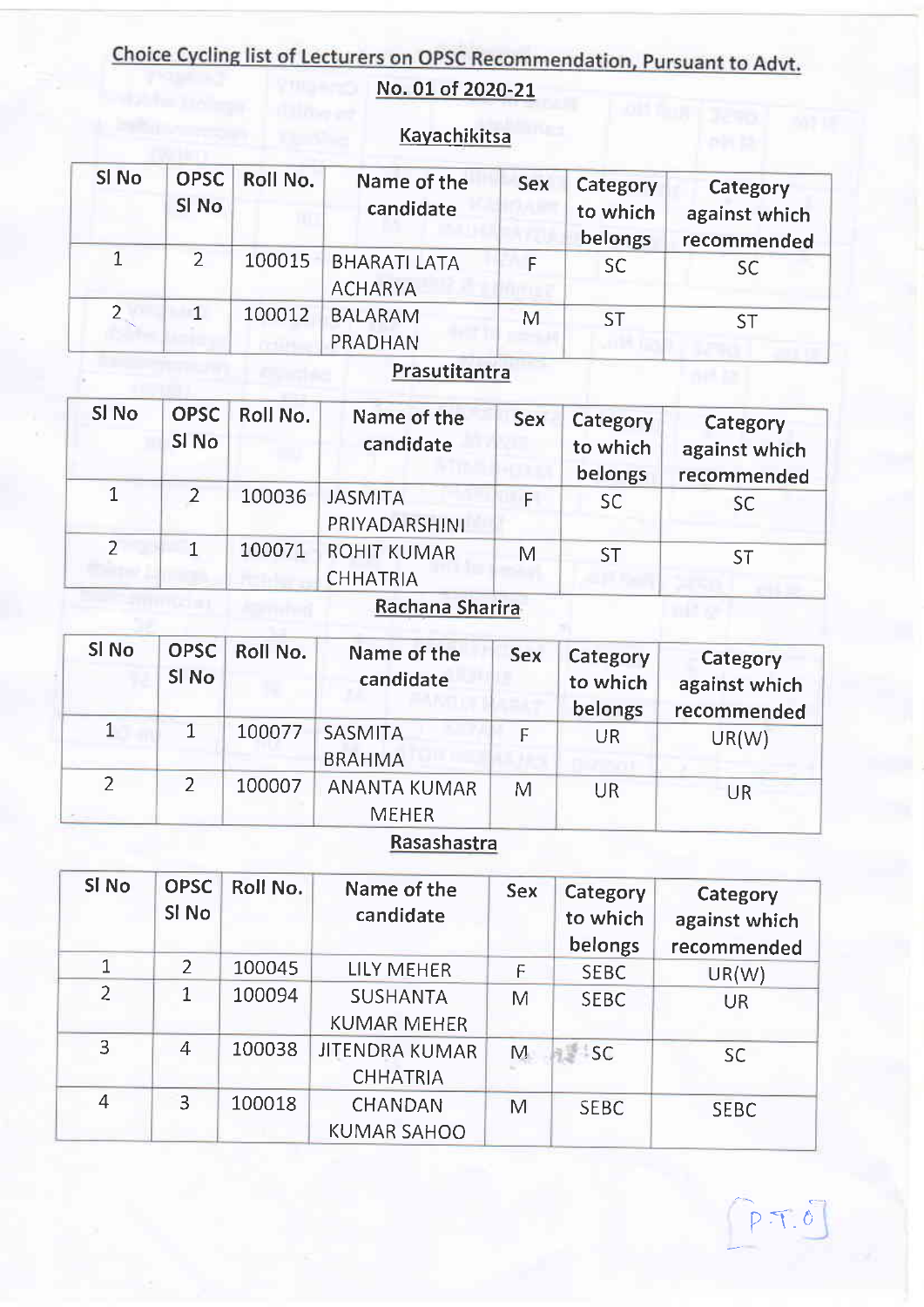# Choice Cycling list of Lecturers on OPSC Recommendation, Pursuant to Advt. No. 01 of 2020-21

## Kayachikitsa

| Sl No | OPSC Sl No | Roll No. | Name of the candidate | Sex | Category to which belongs | Category against which recommended |
|---|---|---|---|---|---|---|
| 1 | 2 | 100015 | BHARATI LATA ACHARYA | F | SC | SC |
| 2 | 1 | 100012 | BALARAM PRADHAN | M | ST | ST |

## Prasutitantra

| Sl No | OPSC Sl No | Roll No. | Name of the candidate | Sex | Category to which belongs | Category against which recommended |
|---|---|---|---|---|---|---|
| 1 | 2 | 100036 | JASMITA PRIYADARSHINI | F | SC | SC |
| 2 | 1 | 100071 | ROHIT KUMAR CHHATRIA | M | ST | ST |

## Rachana Sharira

| Sl No | OPSC Sl No | Roll No. | Name of the candidate | Sex | Category to which belongs | Category against which recommended |
|---|---|---|---|---|---|---|
| 1 | 1 | 100077 | SASMITA BRAHMA | F | UR | UR(W) |
| 2 | 2 | 100007 | ANANTA KUMAR MEHER | M | UR | UR |

## Rasashastra

| Sl No | OPSC Sl No | Roll No. | Name of the candidate | Sex | Category to which belongs | Category against which recommended |
|---|---|---|---|---|---|---|
| 1 | 2 | 100045 | LILY MEHER | F | SEBC | UR(W) |
| 2 | 1 | 100094 | SUSHANTA KUMAR MEHER | M | SEBC | UR |
| 3 | 4 | 100038 | JITENDRA KUMAR CHHATRIA | M | SC | SC |
| 4 | 3 | 100018 | CHANDAN KUMAR SAHOO | M | SEBC | SEBC |

P.T.O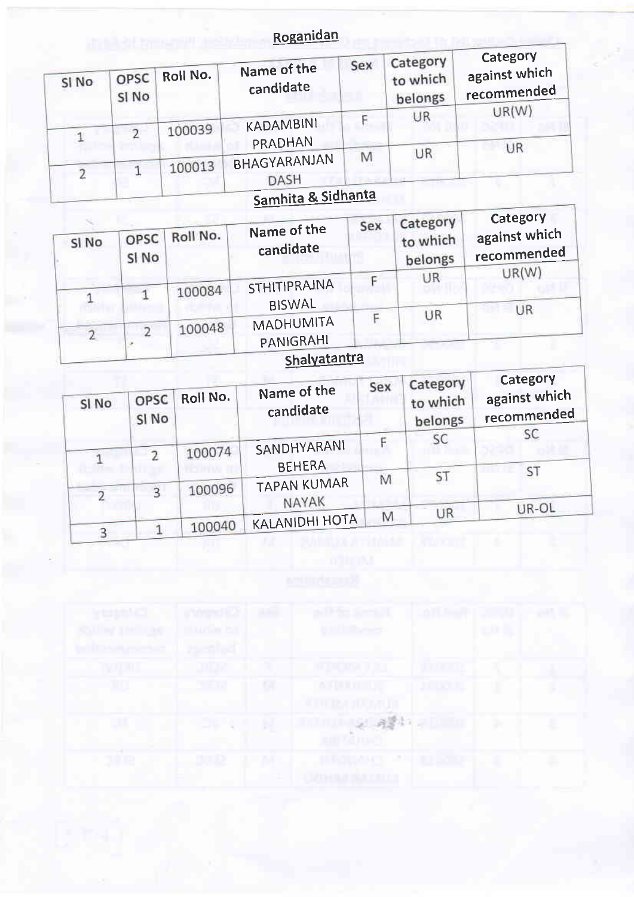## Roganidan

| Sl No | OPSC Sl No | Roll No. | Name of the candidate | Sex | Category to which belongs | Category against which recommended |
|---|---|---|---|---|---|---|
| 1 | 2 | 100039 | KADAMBINI PRADHAN | F | UR | UR(W) |
| 2 | 1 | 100013 | BHAGYARANJAN DASH | M | UR | UR |

## Samhita & Sidhanta

| Sl No | OPSC Sl No | Roll No. | Name of the candidate | Sex | Category to which belongs | Category against which recommended |
|---|---|---|---|---|---|---|
| 1 | 1 | 100084 | STHITIPRAJNA BISWAL | F | UR | UR(W) |
| 2 | 2 | 100048 | MADHUMITA PANIGRAHI | F | UR | UR |

## Shalyatantra

| Sl No | OPSC Sl No | Roll No. | Name of the candidate | Sex | Category to which belongs | Category against which recommended |
|---|---|---|---|---|---|---|
| 1 | 2 | 100074 | SANDHYARANI BEHERA | F | SC | SC |
| 2 | 3 | 100096 | TAPAN KUMAR NAYAK | M | ST | ST |
| 3 | 1 | 100040 | KALANIDHI HOTA | M | UR | UR-OL |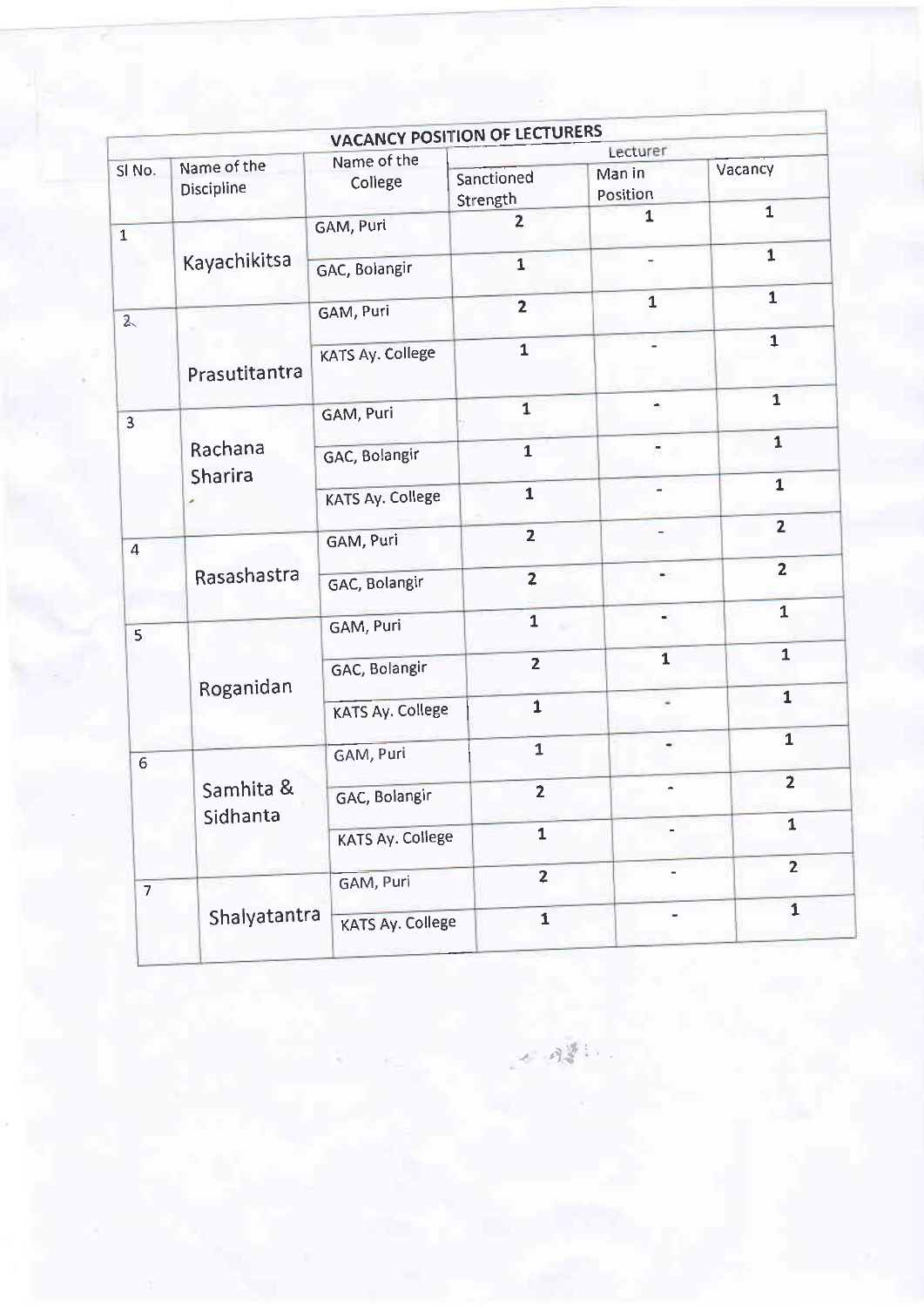| VACANCY POSITION OF LECTURERS | | | | | |
|---|---|---|---|---|---|
| Sl No. | Name of the Discipline | Name of the College | Lecturer | | |
| | | | Sanctioned Strength | Man in Position | Vacancy |
| 1 | Kayachikitsa | GAM, Puri | 2 | 1 | 1 |
| | | GAC, Bolangir | 1 | - | 1 |
| 2 | Prasutitantra | GAM, Puri | 2 | 1 | 1 |
| | | KATS Ay. College | 1 | - | 1 |
| 3 | Rachana Sharira | GAM, Puri | 1 | - | 1 |
| | | GAC, Bolangir | 1 | - | 1 |
| | | KATS Ay. College | 1 | - | 1 |
| 4 | Rasashastra | GAM, Puri | 2 | - | 2 |
| | | GAC, Bolangir | 2 | - | 2 |
| 5 | Roganidan | GAM, Puri | 1 | - | 1 |
| | | GAC, Bolangir | 2 | 1 | 1 |
| | | KATS Ay. College | 1 | - | 1 |
| 6 | Samhita & Sidhanta | GAM, Puri | 1 | - | 1 |
| | | GAC, Bolangir | 2 | - | 2 |
| | | KATS Ay. College | 1 | - | 1 |
| 7 | Shalyatantra | GAM, Puri | 2 | - | 2 |
| | | KATS Ay. College | 1 | - | 1 |